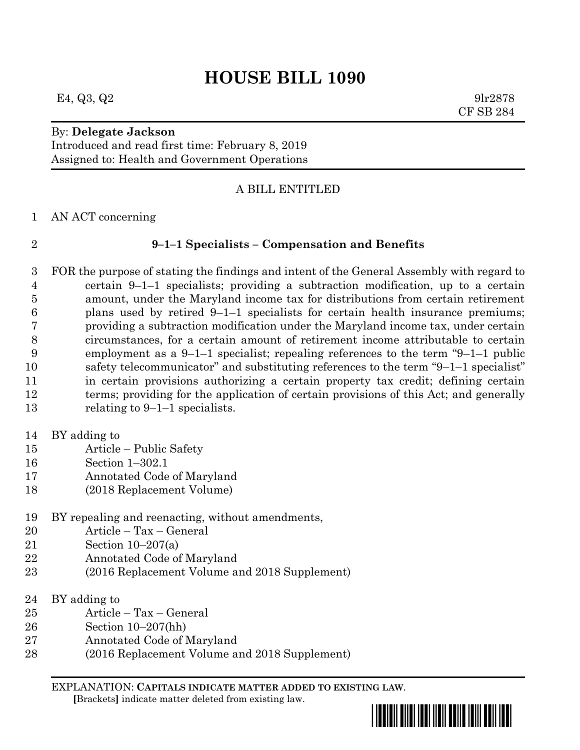# HOUSE BILL 1090

E4, Q3, Q2 9lr2878
CF SB 284

By: **Delegate Jackson**
Introduced and read first time: February 8, 2019
Assigned to: Health and Government Operations

A BILL ENTITLED

AN ACT concerning

**9–1–1 Specialists – Compensation and Benefits**

FOR the purpose of stating the findings and intent of the General Assembly with regard to certain 9–1–1 specialists; providing a subtraction modification, up to a certain amount, under the Maryland income tax for distributions from certain retirement plans used by retired 9–1–1 specialists for certain health insurance premiums; providing a subtraction modification under the Maryland income tax, under certain circumstances, for a certain amount of retirement income attributable to certain employment as a 9–1–1 specialist; repealing references to the term "9–1–1 public safety telecommunicator" and substituting references to the term "9–1–1 specialist" in certain provisions authorizing a certain property tax credit; defining certain terms; providing for the application of certain provisions of this Act; and generally relating to 9–1–1 specialists.

BY adding to
Article – Public Safety
Section 1–302.1
Annotated Code of Maryland
(2018 Replacement Volume)

BY repealing and reenacting, without amendments,
Article – Tax – General
Section 10–207(a)
Annotated Code of Maryland
(2016 Replacement Volume and 2018 Supplement)

BY adding to
Article – Tax – General
Section 10–207(hh)
Annotated Code of Maryland
(2016 Replacement Volume and 2018 Supplement)

EXPLANATION: **CAPITALS INDICATE MATTER ADDED TO EXISTING LAW.**
**[**Brackets**]** indicate matter deleted from existing law.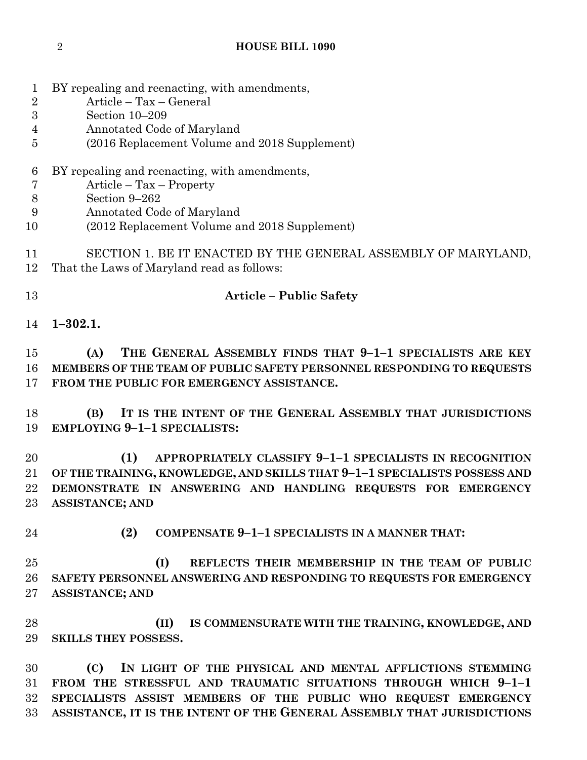BY repealing and reenacting, with amendments,
Article – Tax – General
Section 10–209
Annotated Code of Maryland
(2016 Replacement Volume and 2018 Supplement)

BY repealing and reenacting, with amendments,
Article – Tax – Property
Section 9–262
Annotated Code of Maryland
(2012 Replacement Volume and 2018 Supplement)

SECTION 1. BE IT ENACTED BY THE GENERAL ASSEMBLY OF MARYLAND, That the Laws of Maryland read as follows:

**Article – Public Safety**

**1–302.1.**

**(A) THE GENERAL ASSEMBLY FINDS THAT 9–1–1 SPECIALISTS ARE KEY MEMBERS OF THE TEAM OF PUBLIC SAFETY PERSONNEL RESPONDING TO REQUESTS FROM THE PUBLIC FOR EMERGENCY ASSISTANCE.**

**(B) IT IS THE INTENT OF THE GENERAL ASSEMBLY THAT JURISDICTIONS EMPLOYING 9–1–1 SPECIALISTS:**

**(1) APPROPRIATELY CLASSIFY 9–1–1 SPECIALISTS IN RECOGNITION OF THE TRAINING, KNOWLEDGE, AND SKILLS THAT 9–1–1 SPECIALISTS POSSESS AND DEMONSTRATE IN ANSWERING AND HANDLING REQUESTS FOR EMERGENCY ASSISTANCE; AND**

**(2) COMPENSATE 9–1–1 SPECIALISTS IN A MANNER THAT:**

**(I) REFLECTS THEIR MEMBERSHIP IN THE TEAM OF PUBLIC SAFETY PERSONNEL ANSWERING AND RESPONDING TO REQUESTS FOR EMERGENCY ASSISTANCE; AND**

**(II) IS COMMENSURATE WITH THE TRAINING, KNOWLEDGE, AND SKILLS THEY POSSESS.**

**(C) IN LIGHT OF THE PHYSICAL AND MENTAL AFFLICTIONS STEMMING FROM THE STRESSFUL AND TRAUMATIC SITUATIONS THROUGH WHICH 9–1–1 SPECIALISTS ASSIST MEMBERS OF THE PUBLIC WHO REQUEST EMERGENCY ASSISTANCE, IT IS THE INTENT OF THE GENERAL ASSEMBLY THAT JURISDICTIONS**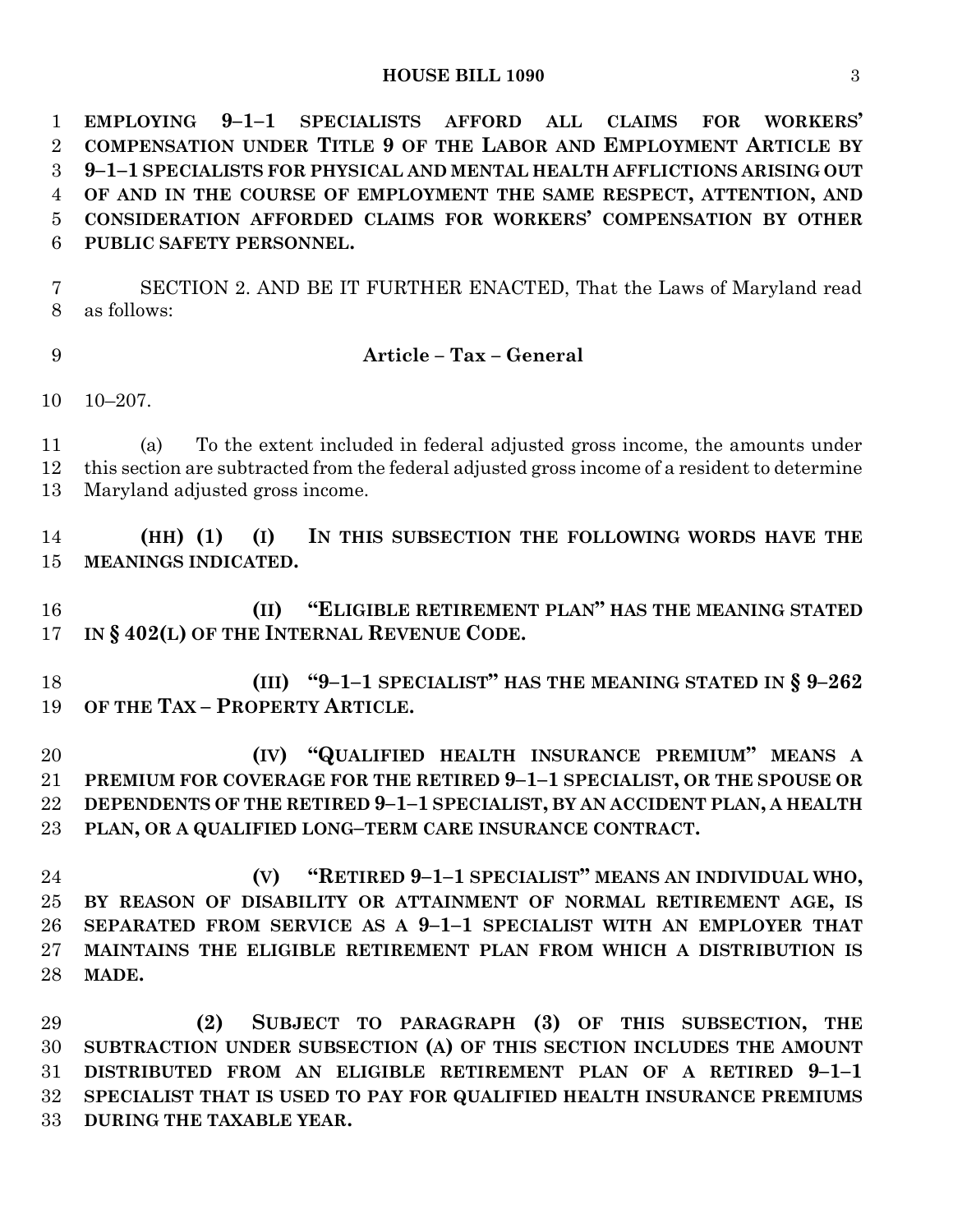**EMPLOYING 9–1–1 SPECIALISTS AFFORD ALL CLAIMS FOR WORKERS' COMPENSATION UNDER TITLE 9 OF THE LABOR AND EMPLOYMENT ARTICLE BY 9–1–1 SPECIALISTS FOR PHYSICAL AND MENTAL HEALTH AFFLICTIONS ARISING OUT OF AND IN THE COURSE OF EMPLOYMENT THE SAME RESPECT, ATTENTION, AND CONSIDERATION AFFORDED CLAIMS FOR WORKERS' COMPENSATION BY OTHER PUBLIC SAFETY PERSONNEL.**

SECTION 2. AND BE IT FURTHER ENACTED, That the Laws of Maryland read as follows:

**Article – Tax – General**

10–207.

(a) To the extent included in federal adjusted gross income, the amounts under this section are subtracted from the federal adjusted gross income of a resident to determine Maryland adjusted gross income.

**(HH) (1) (I) IN THIS SUBSECTION THE FOLLOWING WORDS HAVE THE MEANINGS INDICATED.**

**(II) "ELIGIBLE RETIREMENT PLAN" HAS THE MEANING STATED IN § 402(L) OF THE INTERNAL REVENUE CODE.**

**(III) "9–1–1 SPECIALIST" HAS THE MEANING STATED IN § 9–262 OF THE TAX – PROPERTY ARTICLE.**

**(IV) "QUALIFIED HEALTH INSURANCE PREMIUM" MEANS A PREMIUM FOR COVERAGE FOR THE RETIRED 9–1–1 SPECIALIST, OR THE SPOUSE OR DEPENDENTS OF THE RETIRED 9–1–1 SPECIALIST, BY AN ACCIDENT PLAN, A HEALTH PLAN, OR A QUALIFIED LONG–TERM CARE INSURANCE CONTRACT.**

**(V) "RETIRED 9–1–1 SPECIALIST" MEANS AN INDIVIDUAL WHO, BY REASON OF DISABILITY OR ATTAINMENT OF NORMAL RETIREMENT AGE, IS SEPARATED FROM SERVICE AS A 9–1–1 SPECIALIST WITH AN EMPLOYER THAT MAINTAINS THE ELIGIBLE RETIREMENT PLAN FROM WHICH A DISTRIBUTION IS MADE.**

**(2) SUBJECT TO PARAGRAPH (3) OF THIS SUBSECTION, THE SUBTRACTION UNDER SUBSECTION (A) OF THIS SECTION INCLUDES THE AMOUNT DISTRIBUTED FROM AN ELIGIBLE RETIREMENT PLAN OF A RETIRED 9–1–1 SPECIALIST THAT IS USED TO PAY FOR QUALIFIED HEALTH INSURANCE PREMIUMS DURING THE TAXABLE YEAR.**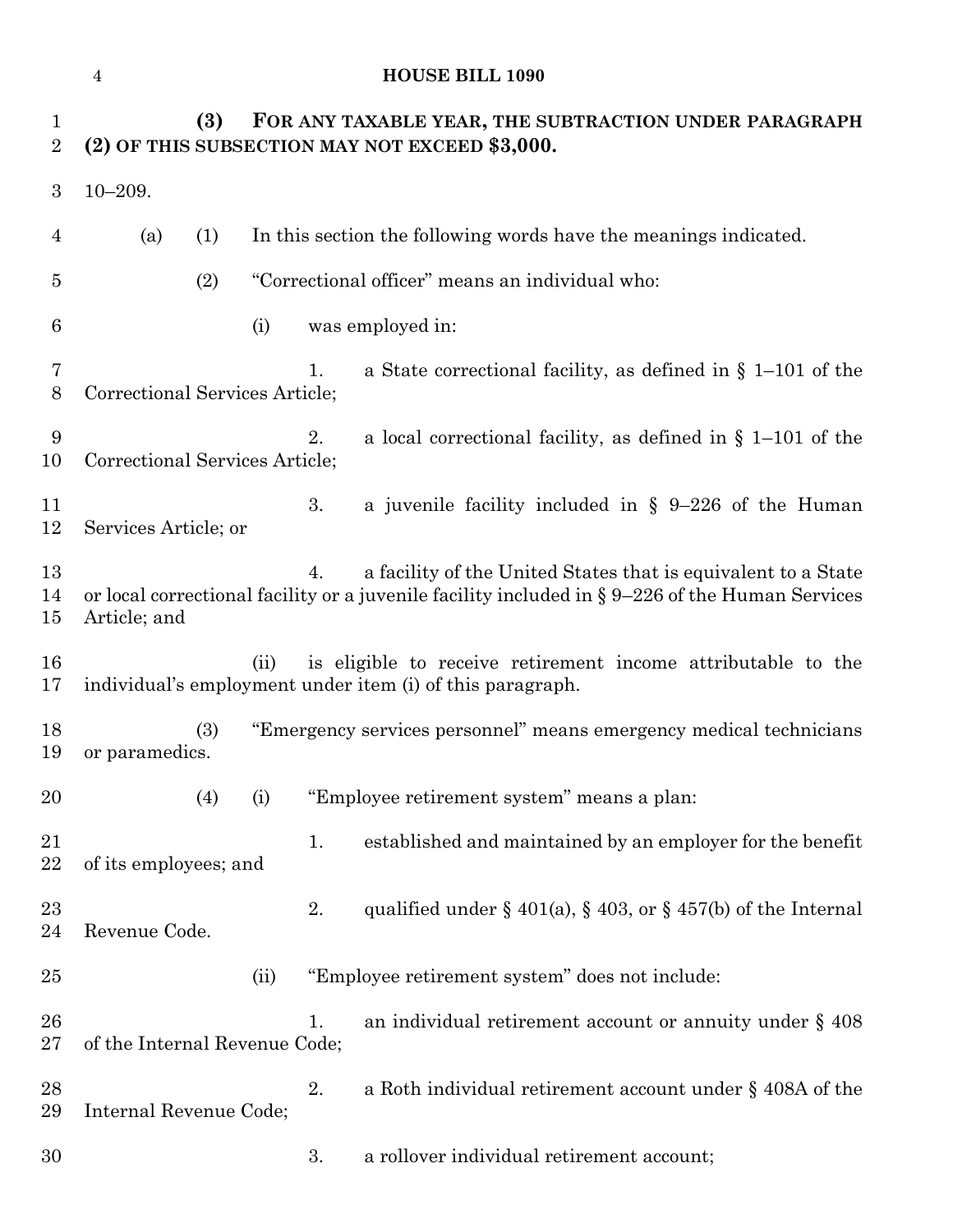**(3) FOR ANY TAXABLE YEAR, THE SUBTRACTION UNDER PARAGRAPH (2) OF THIS SUBSECTION MAY NOT EXCEED $3,000.**

10–209.

(a) (1) In this section the following words have the meanings indicated.

(2) "Correctional officer" means an individual who:

(i) was employed in:

1. a State correctional facility, as defined in § 1–101 of the Correctional Services Article;

2. a local correctional facility, as defined in § 1–101 of the Correctional Services Article;

3. a juvenile facility included in § 9–226 of the Human Services Article; or

4. a facility of the United States that is equivalent to a State or local correctional facility or a juvenile facility included in § 9–226 of the Human Services Article; and

(ii) is eligible to receive retirement income attributable to the individual's employment under item (i) of this paragraph.

(3) "Emergency services personnel" means emergency medical technicians or paramedics.

(4) (i) "Employee retirement system" means a plan:

1. established and maintained by an employer for the benefit of its employees; and

2. qualified under § 401(a), § 403, or § 457(b) of the Internal Revenue Code.

(ii) "Employee retirement system" does not include:

1. an individual retirement account or annuity under § 408 of the Internal Revenue Code;

2. a Roth individual retirement account under § 408A of the Internal Revenue Code;

3. a rollover individual retirement account;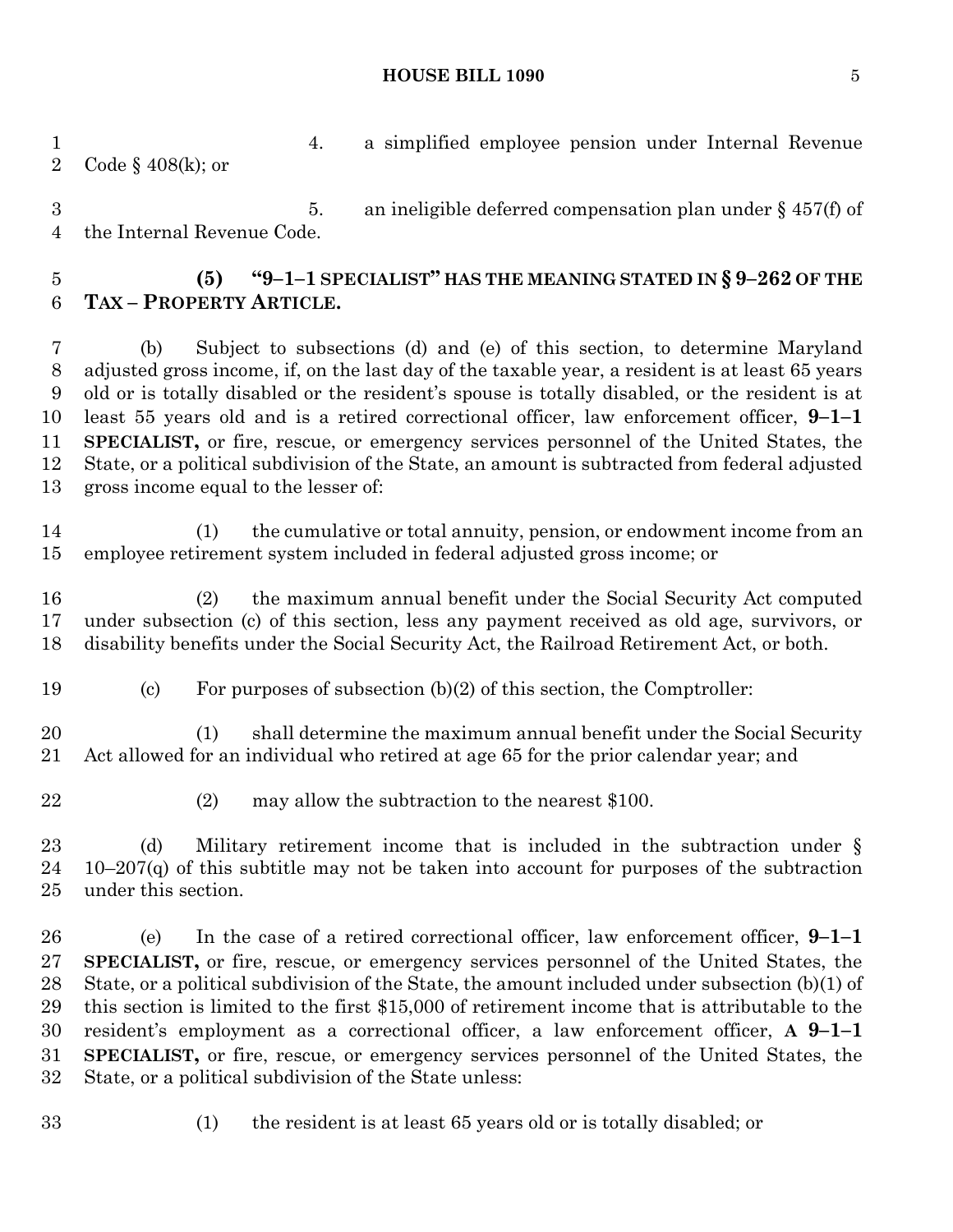4. a simplified employee pension under Internal Revenue Code § 408(k); or

5. an ineligible deferred compensation plan under § 457(f) of the Internal Revenue Code.

**(5) "9–1–1 SPECIALIST" HAS THE MEANING STATED IN § 9–262 OF THE TAX – PROPERTY ARTICLE.**

(b) Subject to subsections (d) and (e) of this section, to determine Maryland adjusted gross income, if, on the last day of the taxable year, a resident is at least 65 years old or is totally disabled or the resident's spouse is totally disabled, or the resident is at least 55 years old and is a retired correctional officer, law enforcement officer, **9–1–1 SPECIALIST,** or fire, rescue, or emergency services personnel of the United States, the State, or a political subdivision of the State, an amount is subtracted from federal adjusted gross income equal to the lesser of:

(1) the cumulative or total annuity, pension, or endowment income from an employee retirement system included in federal adjusted gross income; or

(2) the maximum annual benefit under the Social Security Act computed under subsection (c) of this section, less any payment received as old age, survivors, or disability benefits under the Social Security Act, the Railroad Retirement Act, or both.

(c) For purposes of subsection (b)(2) of this section, the Comptroller:

(1) shall determine the maximum annual benefit under the Social Security Act allowed for an individual who retired at age 65 for the prior calendar year; and

(2) may allow the subtraction to the nearest $100.

(d) Military retirement income that is included in the subtraction under § 10–207(q) of this subtitle may not be taken into account for purposes of the subtraction under this section.

(e) In the case of a retired correctional officer, law enforcement officer, **9–1–1 SPECIALIST,** or fire, rescue, or emergency services personnel of the United States, the State, or a political subdivision of the State, the amount included under subsection (b)(1) of this section is limited to the first $15,000 of retirement income that is attributable to the resident's employment as a correctional officer, a law enforcement officer, **A 9–1–1 SPECIALIST,** or fire, rescue, or emergency services personnel of the United States, the State, or a political subdivision of the State unless:

(1) the resident is at least 65 years old or is totally disabled; or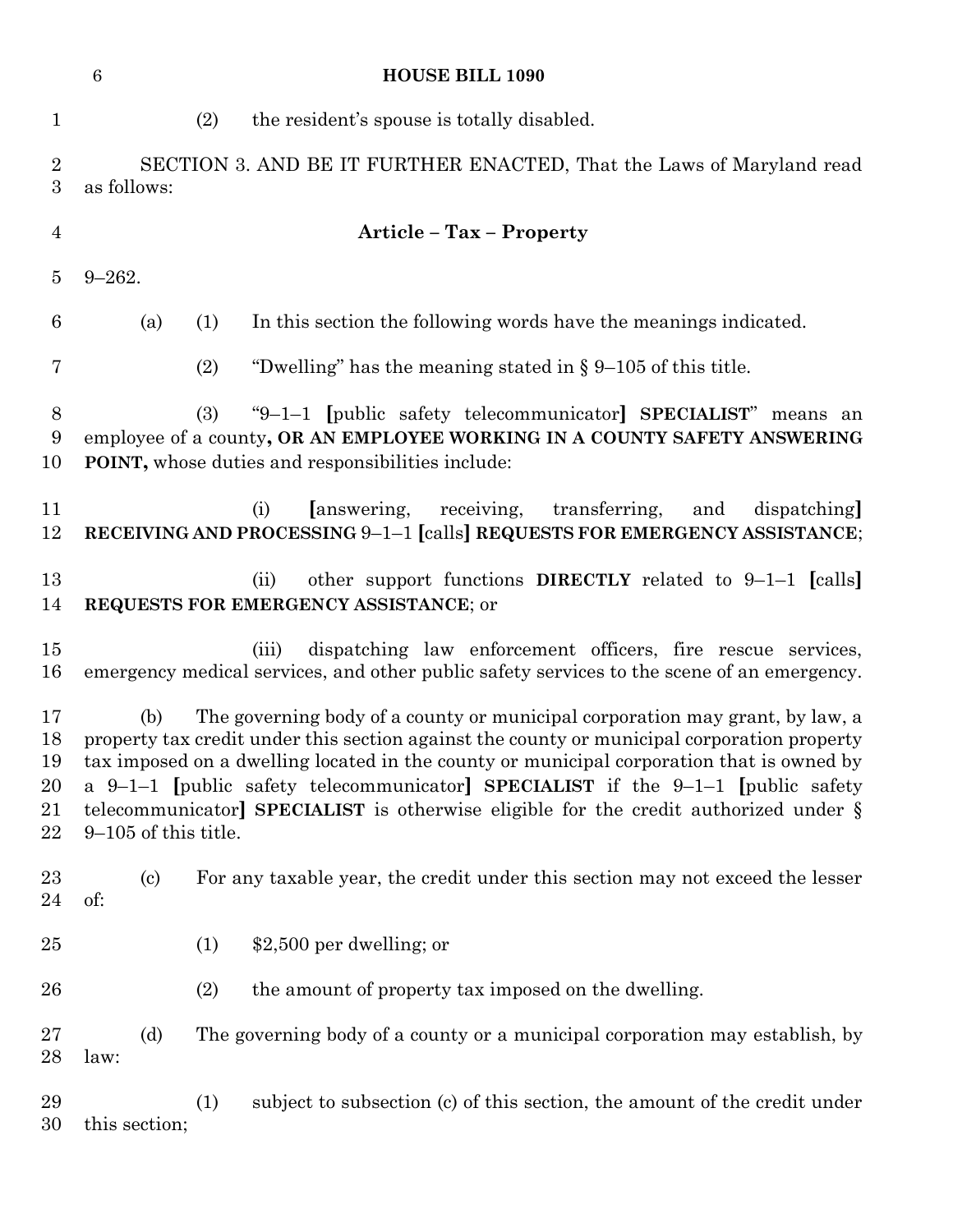(2) the resident's spouse is totally disabled.

SECTION 3. AND BE IT FURTHER ENACTED, That the Laws of Maryland read as follows:

**Article – Tax – Property**

9–262.

(a) (1) In this section the following words have the meanings indicated.

(2) "Dwelling" has the meaning stated in § 9–105 of this title.

(3) "9–1–1 [public safety telecommunicator] **SPECIALIST**" means an employee of a county**, OR AN EMPLOYEE WORKING IN A COUNTY SAFETY ANSWERING POINT,** whose duties and responsibilities include:

(i) [answering, receiving, transferring, and dispatching] **RECEIVING AND PROCESSING** 9–1–1 [calls] **REQUESTS FOR EMERGENCY ASSISTANCE**;

(ii) other support functions **DIRECTLY** related to 9–1–1 [calls] **REQUESTS FOR EMERGENCY ASSISTANCE**; or

(iii) dispatching law enforcement officers, fire rescue services, emergency medical services, and other public safety services to the scene of an emergency.

(b) The governing body of a county or municipal corporation may grant, by law, a property tax credit under this section against the county or municipal corporation property tax imposed on a dwelling located in the county or municipal corporation that is owned by a 9–1–1 [public safety telecommunicator] **SPECIALIST** if the 9–1–1 [public safety telecommunicator] **SPECIALIST** is otherwise eligible for the credit authorized under § 9–105 of this title.

(c) For any taxable year, the credit under this section may not exceed the lesser of:

(1) $2,500 per dwelling; or

(2) the amount of property tax imposed on the dwelling.

(d) The governing body of a county or a municipal corporation may establish, by law:

(1) subject to subsection (c) of this section, the amount of the credit under this section;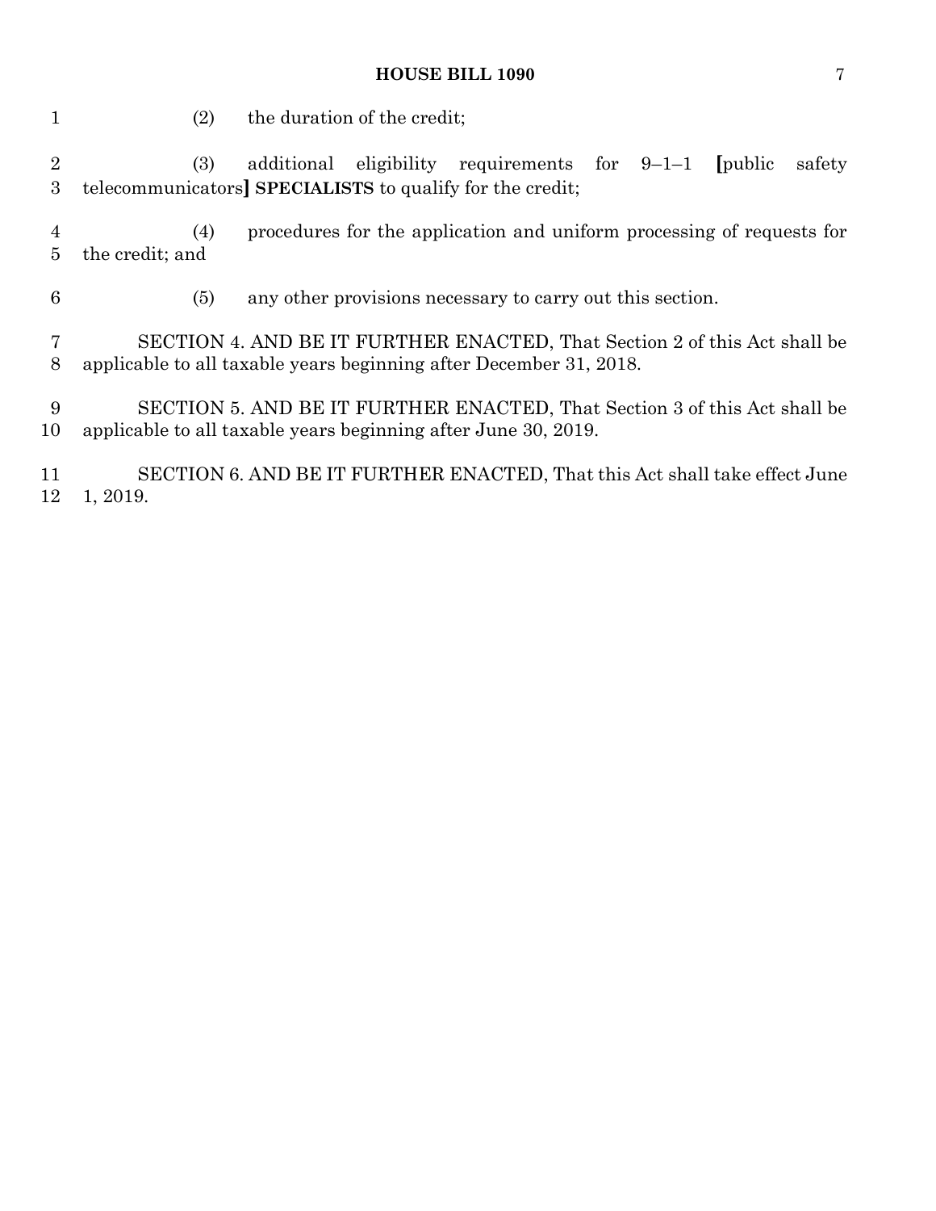(2) the duration of the credit;

(3) additional eligibility requirements for 9–1–1 [public safety telecommunicators] **SPECIALISTS** to qualify for the credit;

(4) procedures for the application and uniform processing of requests for the credit; and

(5) any other provisions necessary to carry out this section.

SECTION 4. AND BE IT FURTHER ENACTED, That Section 2 of this Act shall be applicable to all taxable years beginning after December 31, 2018.

SECTION 5. AND BE IT FURTHER ENACTED, That Section 3 of this Act shall be applicable to all taxable years beginning after June 30, 2019.

SECTION 6. AND BE IT FURTHER ENACTED, That this Act shall take effect June 1, 2019.